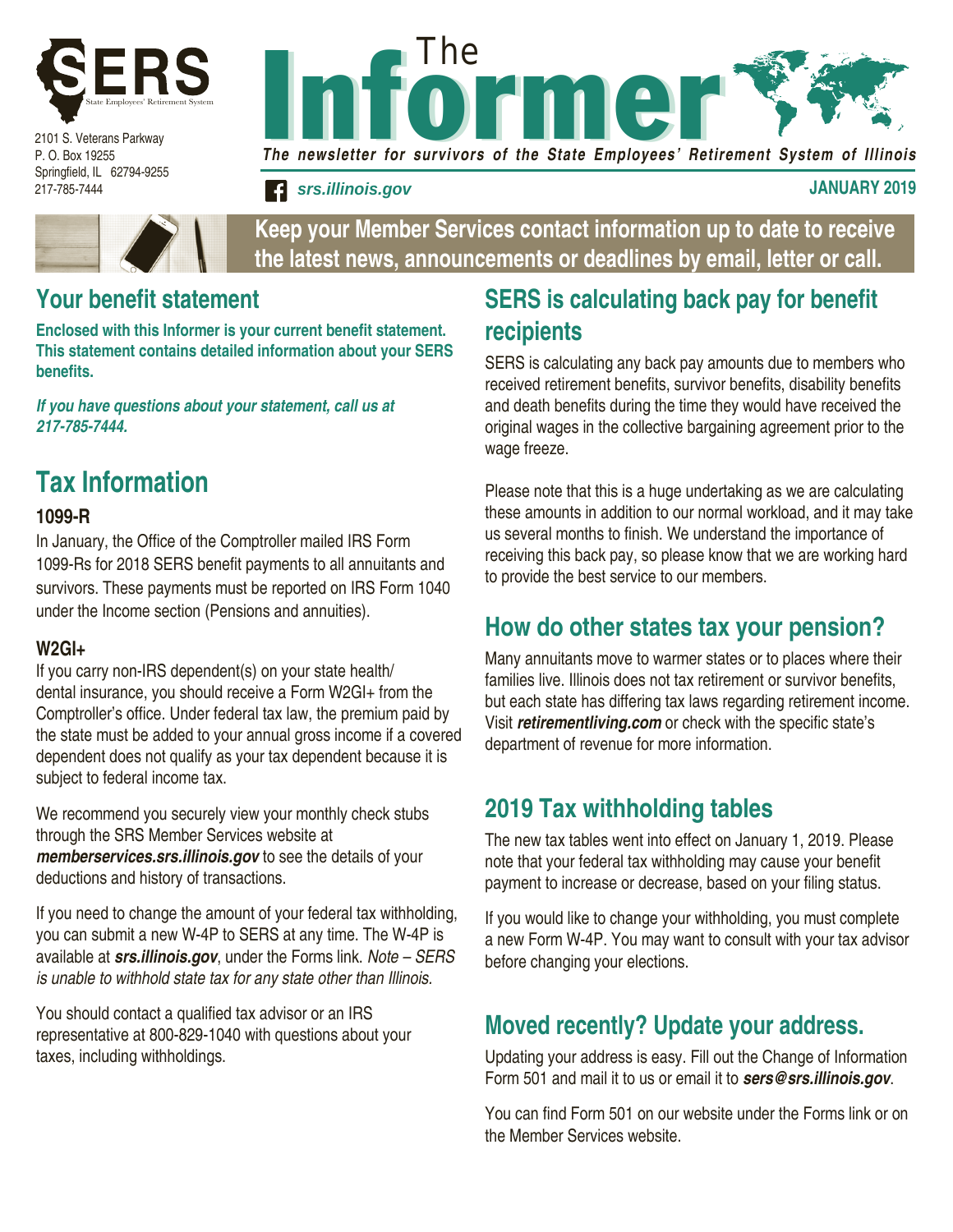SERS State Employees' Retirement System

2101 S. Veterans Parkway
P. O. Box 19255
Springfield, IL 62794-9255
217-785-7444

# The Informer

*The newsletter for survivors of the State Employees' Retirement System of Illinois*

***srs.illinois.gov***

**JANUARY 2019**

**Keep your Member Services contact information up to date to receive the latest news, announcements or deadlines by email, letter or call.**

## Your benefit statement

**Enclosed with this Informer is your current benefit statement. This statement contains detailed information about your SERS benefits.**

***If you have questions about your statement, call us at 217-785-7444.***

## Tax Information

### 1099-R

In January, the Office of the Comptroller mailed IRS Form 1099-Rs for 2018 SERS benefit payments to all annuitants and survivors. These payments must be reported on IRS Form 1040 under the Income section (Pensions and annuities).

### W2GI+

If you carry non-IRS dependent(s) on your state health/dental insurance, you should receive a Form W2GI+ from the Comptroller's office. Under federal tax law, the premium paid by the state must be added to your annual gross income if a covered dependent does not qualify as your tax dependent because it is subject to federal income tax.

We recommend you securely view your monthly check stubs through the SRS Member Services website at ***memberservices.srs.illinois.gov*** to see the details of your deductions and history of transactions.

If you need to change the amount of your federal tax withholding, you can submit a new W-4P to SERS at any time. The W-4P is available at ***srs.illinois.gov***, under the Forms link. *Note – SERS is unable to withhold state tax for any state other than Illinois.*

You should contact a qualified tax advisor or an IRS representative at 800-829-1040 with questions about your taxes, including withholdings.

## SERS is calculating back pay for benefit recipients

SERS is calculating any back pay amounts due to members who received retirement benefits, survivor benefits, disability benefits and death benefits during the time they would have received the original wages in the collective bargaining agreement prior to the wage freeze.

Please note that this is a huge undertaking as we are calculating these amounts in addition to our normal workload, and it may take us several months to finish. We understand the importance of receiving this back pay, so please know that we are working hard to provide the best service to our members.

## How do other states tax your pension?

Many annuitants move to warmer states or to places where their families live. Illinois does not tax retirement or survivor benefits, but each state has differing tax laws regarding retirement income. Visit ***retirementliving.com*** or check with the specific state's department of revenue for more information.

## 2019 Tax withholding tables

The new tax tables went into effect on January 1, 2019. Please note that your federal tax withholding may cause your benefit payment to increase or decrease, based on your filing status.

If you would like to change your withholding, you must complete a new Form W-4P. You may want to consult with your tax advisor before changing your elections.

## Moved recently? Update your address.

Updating your address is easy. Fill out the Change of Information Form 501 and mail it to us or email it to ***sers@srs.illinois.gov***.

You can find Form 501 on our website under the Forms link or on the Member Services website.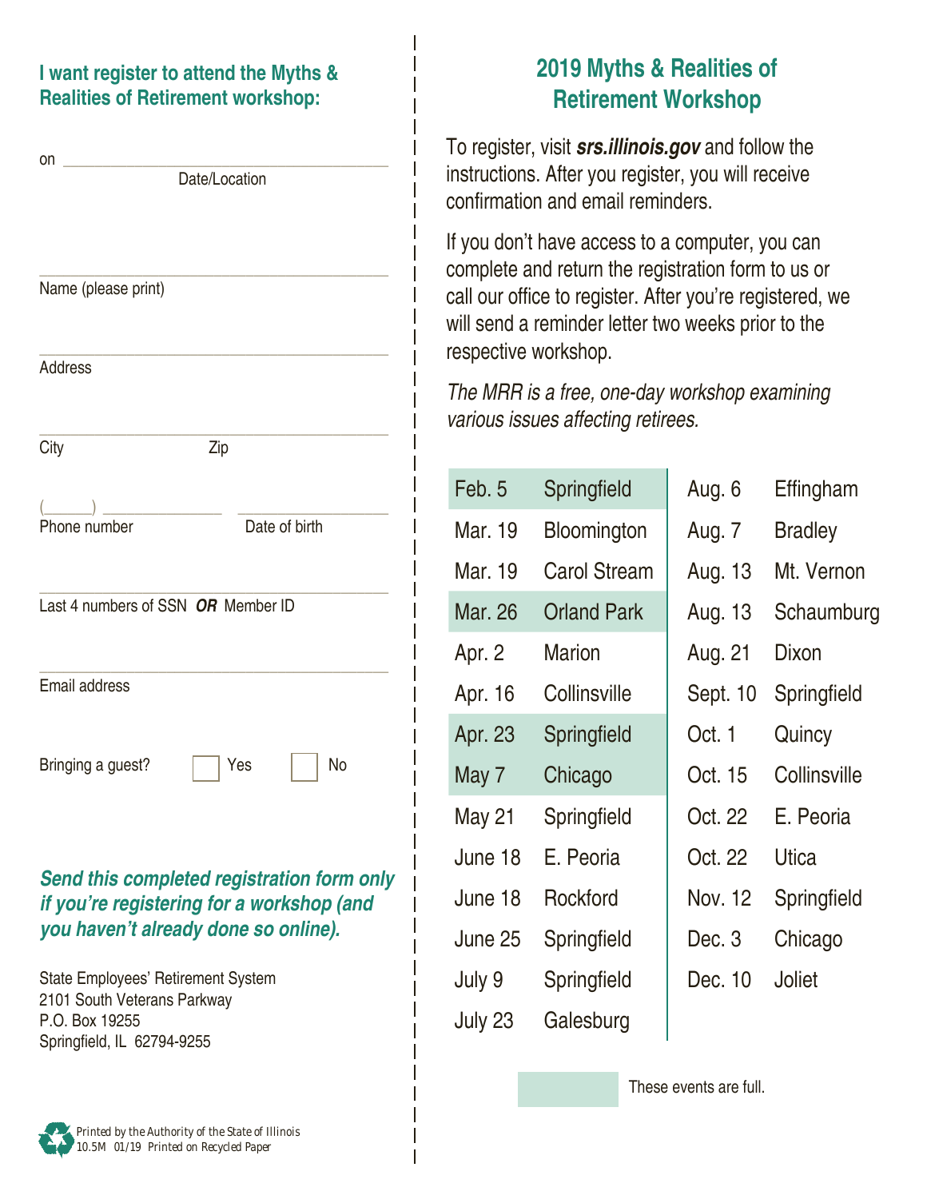**I want register to attend the Myths & Realities of Retirement workshop:**

on ______________________________
Date/Location

______________________________
Name (please print)

______________________________
Address

______________________________
City Zip

(______) ______________ ______________
Phone number Date of birth

______________________________
Last 4 numbers of SSN ***OR*** Member ID

______________________________
Email address

Bringing a guest? ☐ Yes ☐ No

***Send this completed registration form only if you're registering for a workshop (and you haven't already done so online).***

State Employees' Retirement System
2101 South Veterans Parkway
P.O. Box 19255
Springfield, IL 62794-9255

*Printed by the Authority of the State of Illinois*
*10.5M 01/19 Printed on Recycled Paper*

## 2019 Myths & Realities of Retirement Workshop

To register, visit ***srs.illinois.gov*** and follow the instructions. After you register, you will receive confirmation and email reminders.

If you don't have access to a computer, you can complete and return the registration form to us or call our office to register. After you're registered, we will send a reminder letter two weeks prior to the respective workshop.

*The MRR is a free, one-day workshop examining various issues affecting retirees.*

| | | | |
|---|---|---|---|
| Feb. 5 (full) | Springfield (full) | Aug. 6 | Effingham |
| Mar. 19 | Bloomington | Aug. 7 | Bradley |
| Mar. 19 | Carol Stream | Aug. 13 | Mt. Vernon |
| Mar. 26 (full) | Orland Park (full) | Aug. 13 | Schaumburg |
| Apr. 2 | Marion | Aug. 21 | Dixon |
| Apr. 16 | Collinsville | Sept. 10 | Springfield |
| Apr. 23 (full) | Springfield (full) | Oct. 1 | Quincy |
| May 7 (full) | Chicago (full) | Oct. 15 | Collinsville |
| May 21 | Springfield | Oct. 22 | E. Peoria |
| June 18 | E. Peoria | Oct. 22 | Utica |
| June 18 | Rockford | Nov. 12 | Springfield |
| June 25 | Springfield | Dec. 3 | Chicago |
| July 9 | Springfield | Dec. 10 | Joliet |
| July 23 | Galesburg | | |

(Shaded) These events are full.